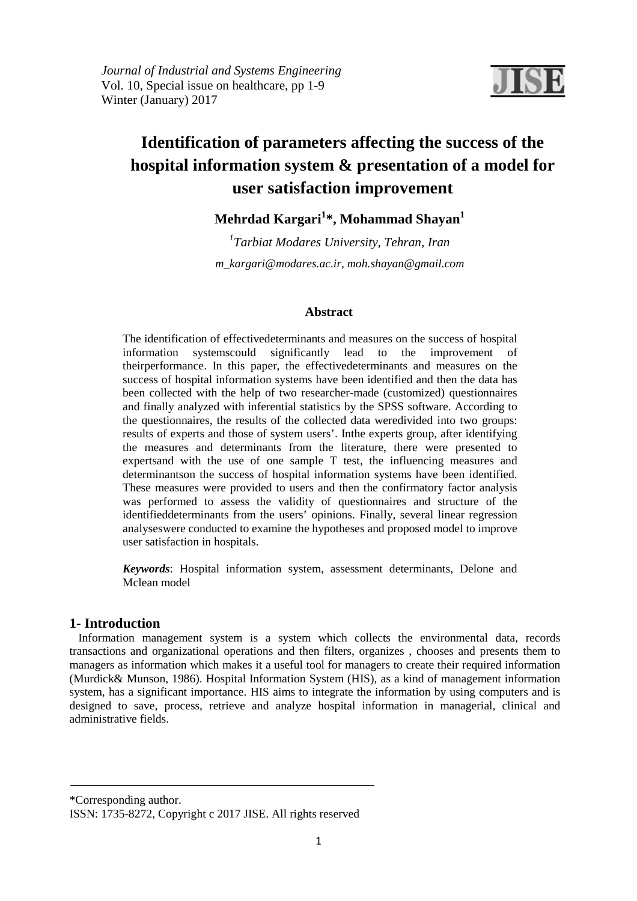*Journal of Industrial and Systems Engineering*
Vol. 10, Special issue on healthcare, pp 1-9
Winter (January) 2017

# Identification of parameters affecting the success of the hospital information system & presentation of a model for user satisfaction improvement

**Mehrdad Kargari[1]\*, Mohammad Shayan[1]**

[1]*Tarbiat Modares University, Tehran, Iran*

*m_kargari@modares.ac.ir, moh.shayan@gmail.com*

### Abstract

The identification of effectivedeterminants and measures on the success of hospital information systemscould significantly lead to the improvement of theirperformance. In this paper, the effectivedeterminants and measures on the success of hospital information systems have been identified and then the data has been collected with the help of two researcher-made (customized) questionnaires and finally analyzed with inferential statistics by the SPSS software. According to the questionnaires, the results of the collected data weredivided into two groups: results of experts and those of system users'. Inthe experts group, after identifying the measures and determinants from the literature, there were presented to expertsand with the use of one sample T test, the influencing measures and determinantson the success of hospital information systems have been identified. These measures were provided to users and then the confirmatory factor analysis was performed to assess the validity of questionnaires and structure of the identifieddeterminants from the users' opinions. Finally, several linear regression analyseswere conducted to examine the hypotheses and proposed model to improve user satisfaction in hospitals.

***Keywords***: Hospital information system, assessment determinants, Delone and Mclean model

## 1- Introduction

Information management system is a system which collects the environmental data, records transactions and organizational operations and then filters, organizes , chooses and presents them to managers as information which makes it a useful tool for managers to create their required information (Murdick& Munson, 1986). Hospital Information System (HIS), as a kind of management information system, has a significant importance. HIS aims to integrate the information by using computers and is designed to save, process, retrieve and analyze hospital information in managerial, clinical and administrative fields.

---

\*Corresponding author.
ISSN: 1735-8272, Copyright c 2017 JISE. All rights reserved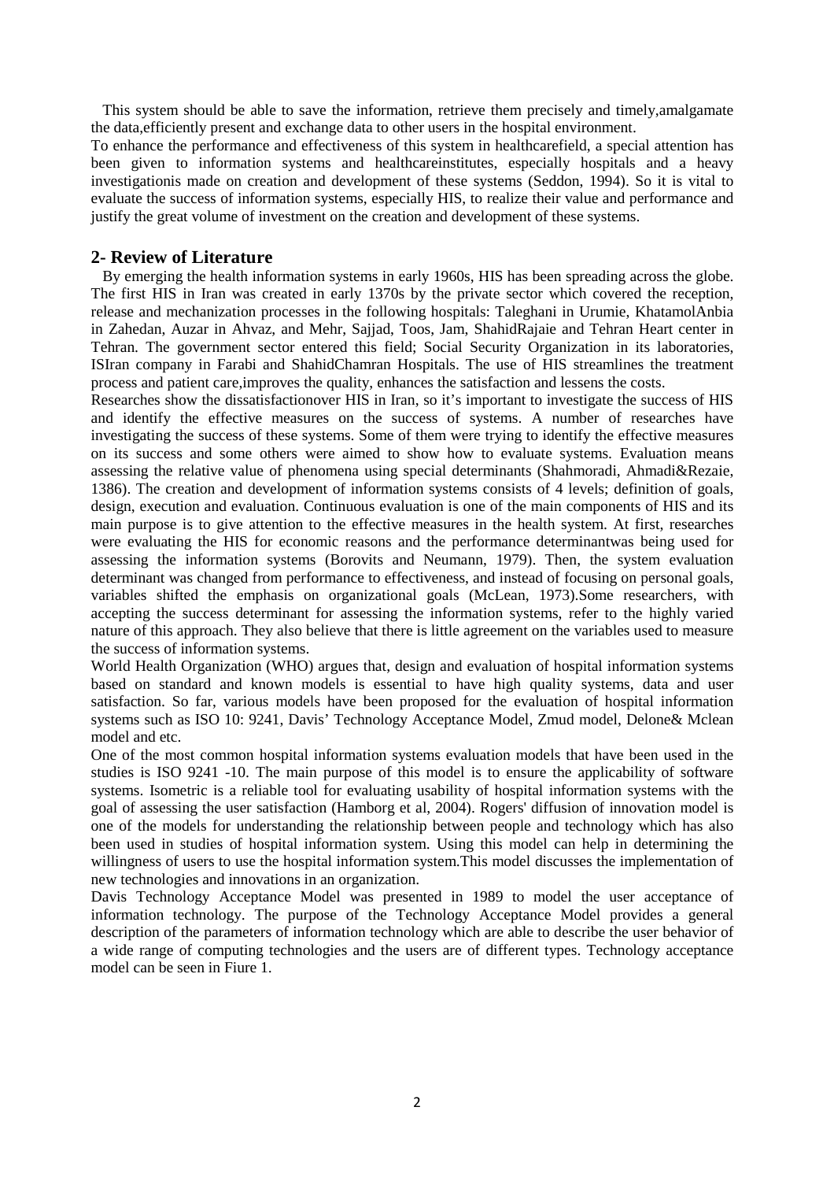This system should be able to save the information, retrieve them precisely and timely,amalgamate the data,efficiently present and exchange data to other users in the hospital environment.

To enhance the performance and effectiveness of this system in healthcarefield, a special attention has been given to information systems and healthcareinstitutes, especially hospitals and a heavy investigationis made on creation and development of these systems (Seddon, 1994). So it is vital to evaluate the success of information systems, especially HIS, to realize their value and performance and justify the great volume of investment on the creation and development of these systems.

## 2- Review of Literature

By emerging the health information systems in early 1960s, HIS has been spreading across the globe. The first HIS in Iran was created in early 1370s by the private sector which covered the reception, release and mechanization processes in the following hospitals: Taleghani in Urumie, KhatamolAnbia in Zahedan, Auzar in Ahvaz, and Mehr, Sajjad, Toos, Jam, ShahidRajaie and Tehran Heart center in Tehran. The government sector entered this field; Social Security Organization in its laboratories, ISIran company in Farabi and ShahidChamran Hospitals. The use of HIS streamlines the treatment process and patient care,improves the quality, enhances the satisfaction and lessens the costs.

Researches show the dissatisfactionover HIS in Iran, so it's important to investigate the success of HIS and identify the effective measures on the success of systems. A number of researches have investigating the success of these systems. Some of them were trying to identify the effective measures on its success and some others were aimed to show how to evaluate systems. Evaluation means assessing the relative value of phenomena using special determinants (Shahmoradi, Ahmadi&Rezaie, 1386). The creation and development of information systems consists of 4 levels; definition of goals, design, execution and evaluation. Continuous evaluation is one of the main components of HIS and its main purpose is to give attention to the effective measures in the health system. At first, researches were evaluating the HIS for economic reasons and the performance determinantwas being used for assessing the information systems (Borovits and Neumann, 1979). Then, the system evaluation determinant was changed from performance to effectiveness, and instead of focusing on personal goals, variables shifted the emphasis on organizational goals (McLean, 1973).Some researchers, with accepting the success determinant for assessing the information systems, refer to the highly varied nature of this approach. They also believe that there is little agreement on the variables used to measure the success of information systems.

World Health Organization (WHO) argues that, design and evaluation of hospital information systems based on standard and known models is essential to have high quality systems, data and user satisfaction. So far, various models have been proposed for the evaluation of hospital information systems such as ISO 10: 9241, Davis' Technology Acceptance Model, Zmud model, Delone& Mclean model and etc.

One of the most common hospital information systems evaluation models that have been used in the studies is ISO 9241 -10. The main purpose of this model is to ensure the applicability of software systems. Isometric is a reliable tool for evaluating usability of hospital information systems with the goal of assessing the user satisfaction (Hamborg et al, 2004). Rogers' diffusion of innovation model is one of the models for understanding the relationship between people and technology which has also been used in studies of hospital information system. Using this model can help in determining the willingness of users to use the hospital information system.This model discusses the implementation of new technologies and innovations in an organization.

Davis Technology Acceptance Model was presented in 1989 to model the user acceptance of information technology. The purpose of the Technology Acceptance Model provides a general description of the parameters of information technology which are able to describe the user behavior of a wide range of computing technologies and the users are of different types. Technology acceptance model can be seen in Fiure 1.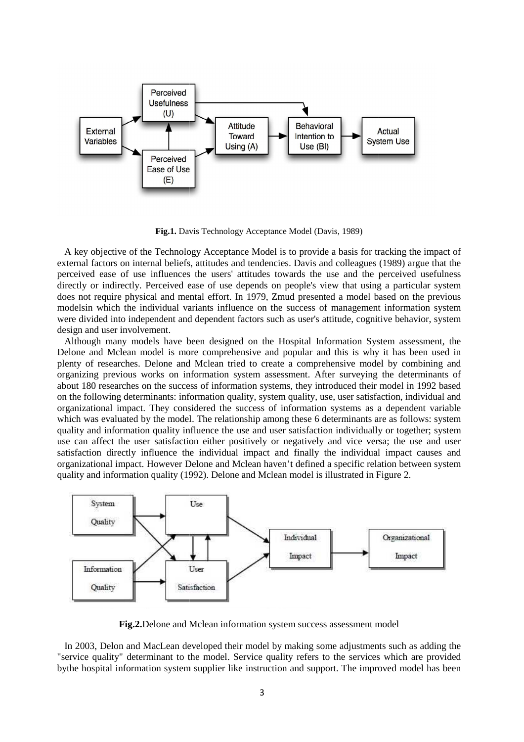**Fig.1.** Davis Technology Acceptance Model (Davis, 1989)

A key objective of the Technology Acceptance Model is to provide a basis for tracking the impact of external factors on internal beliefs, attitudes and tendencies. Davis and colleagues (1989) argue that the perceived ease of use influences the users' attitudes towards the use and the perceived usefulness directly or indirectly. Perceived ease of use depends on people's view that using a particular system does not require physical and mental effort. In 1979, Zmud presented a model based on the previous modelsin which the individual variants influence on the success of management information system were divided into independent and dependent factors such as user's attitude, cognitive behavior, system design and user involvement.

Although many models have been designed on the Hospital Information System assessment, the Delone and Mclean model is more comprehensive and popular and this is why it has been used in plenty of researches. Delone and Mclean tried to create a comprehensive model by combining and organizing previous works on information system assessment. After surveying the determinants of about 180 researches on the success of information systems, they introduced their model in 1992 based on the following determinants: information quality, system quality, use, user satisfaction, individual and organizational impact. They considered the success of information systems as a dependent variable which was evaluated by the model. The relationship among these 6 determinants are as follows: system quality and information quality influence the use and user satisfaction individually or together; system use can affect the user satisfaction either positively or negatively and vice versa; the use and user satisfaction directly influence the individual impact and finally the individual impact causes and organizational impact. However Delone and Mclean haven't defined a specific relation between system quality and information quality (1992). Delone and Mclean model is illustrated in Figure 2.

**Fig.2.**Delone and Mclean information system success assessment model

In 2003, Delon and MacLean developed their model by making some adjustments such as adding the "service quality" determinant to the model. Service quality refers to the services which are provided bythe hospital information system supplier like instruction and support. The improved model has been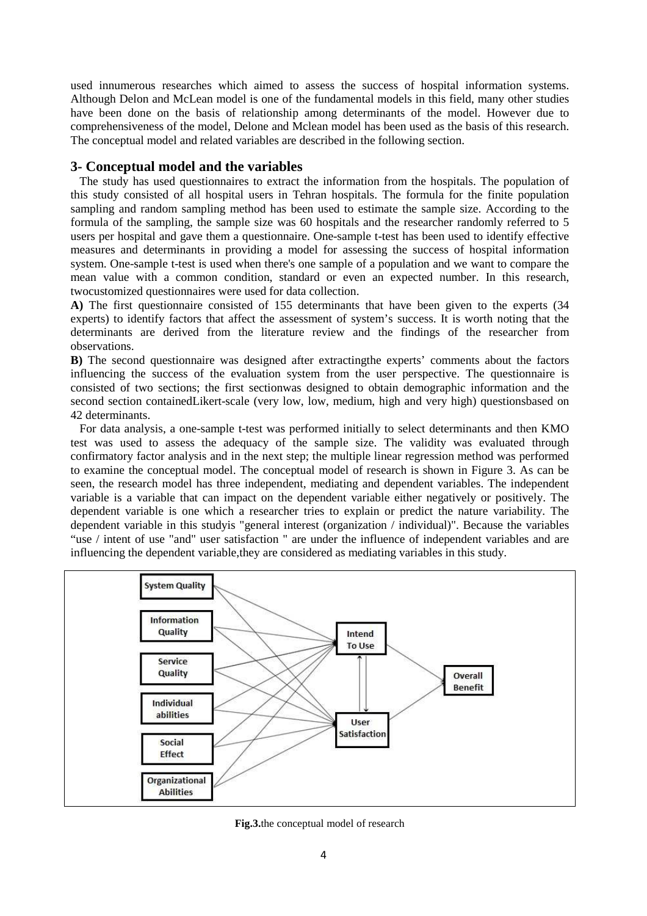used innumerous researches which aimed to assess the success of hospital information systems. Although Delon and McLean model is one of the fundamental models in this field, many other studies have been done on the basis of relationship among determinants of the model. However due to comprehensiveness of the model, Delone and Mclean model has been used as the basis of this research. The conceptual model and related variables are described in the following section.

## 3- Conceptual model and the variables

The study has used questionnaires to extract the information from the hospitals. The population of this study consisted of all hospital users in Tehran hospitals. The formula for the finite population sampling and random sampling method has been used to estimate the sample size. According to the formula of the sampling, the sample size was 60 hospitals and the researcher randomly referred to 5 users per hospital and gave them a questionnaire. One-sample t-test has been used to identify effective measures and determinants in providing a model for assessing the success of hospital information system. One-sample t-test is used when there's one sample of a population and we want to compare the mean value with a common condition, standard or even an expected number. In this research, twocustomized questionnaires were used for data collection.

**A)** The first questionnaire consisted of 155 determinants that have been given to the experts (34 experts) to identify factors that affect the assessment of system's success. It is worth noting that the determinants are derived from the literature review and the findings of the researcher from observations.

**B)** The second questionnaire was designed after extractingthe experts' comments about the factors influencing the success of the evaluation system from the user perspective. The questionnaire is consisted of two sections; the first sectionwas designed to obtain demographic information and the second section containedLikert-scale (very low, low, medium, high and very high) questionsbased on 42 determinants.

For data analysis, a one-sample t-test was performed initially to select determinants and then KMO test was used to assess the adequacy of the sample size. The validity was evaluated through confirmatory factor analysis and in the next step; the multiple linear regression method was performed to examine the conceptual model. The conceptual model of research is shown in Figure 3. As can be seen, the research model has three independent, mediating and dependent variables. The independent variable is a variable that can impact on the dependent variable either negatively or positively. The dependent variable is one which a researcher tries to explain or predict the nature variability. The dependent variable in this studyis "general interest (organization / individual)". Because the variables "use / intent of use "and" user satisfaction " are under the influence of independent variables and are influencing the dependent variable,they are considered as mediating variables in this study.

System Quality, Information Quality, Service Quality, Individual abilities, Social Effect, Organizational Abilities → Intend To Use ↔ User Satisfaction → Overall Benefit

**Fig.3.**the conceptual model of research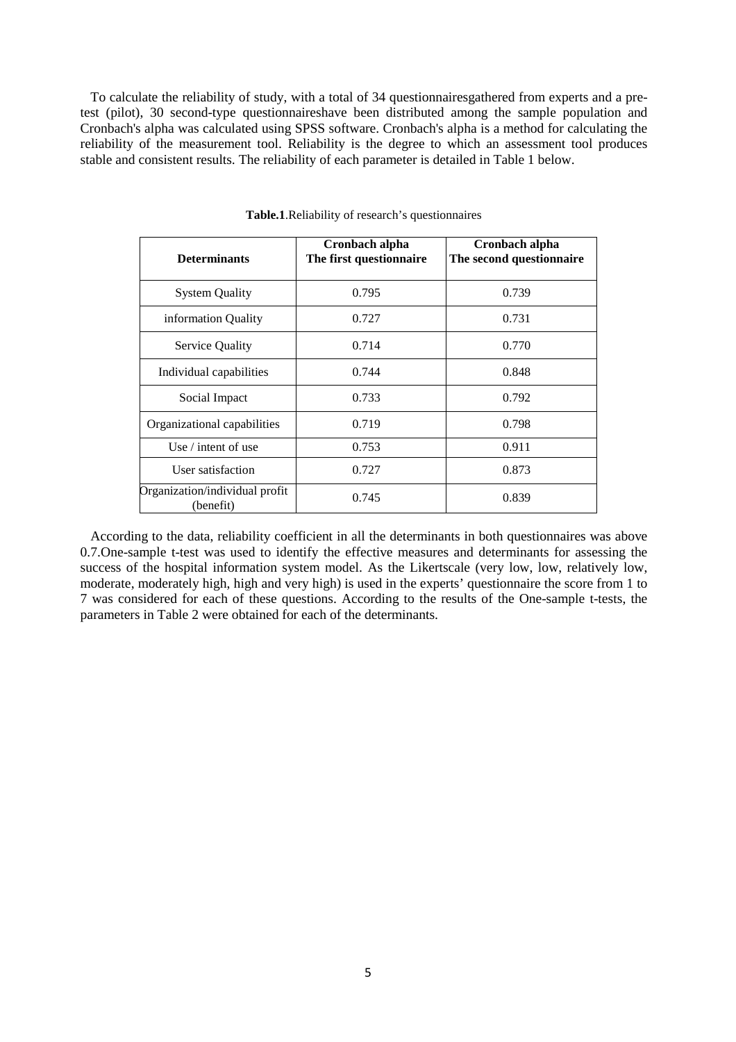To calculate the reliability of study, with a total of 34 questionnairesgathered from experts and a pre-test (pilot), 30 second-type questionnaireshave been distributed among the sample population and Cronbach's alpha was calculated using SPSS software. Cronbach's alpha is a method for calculating the reliability of the measurement tool. Reliability is the degree to which an assessment tool produces stable and consistent results. The reliability of each parameter is detailed in Table 1 below.

**Table.1**.Reliability of research's questionnaires

| **Determinants** | **Cronbach alpha The first questionnaire** | **Cronbach alpha The second questionnaire** |
|---|---|---|
| System Quality | 0.795 | 0.739 |
| information Quality | 0.727 | 0.731 |
| Service Quality | 0.714 | 0.770 |
| Individual capabilities | 0.744 | 0.848 |
| Social Impact | 0.733 | 0.792 |
| Organizational capabilities | 0.719 | 0.798 |
| Use / intent of use | 0.753 | 0.911 |
| User satisfaction | 0.727 | 0.873 |
| Organization/individual profit (benefit) | 0.745 | 0.839 |

According to the data, reliability coefficient in all the determinants in both questionnaires was above 0.7.One-sample t-test was used to identify the effective measures and determinants for assessing the success of the hospital information system model. As the Likertscale (very low, low, relatively low, moderate, moderately high, high and very high) is used in the experts' questionnaire the score from 1 to 7 was considered for each of these questions. According to the results of the One-sample t-tests, the parameters in Table 2 were obtained for each of the determinants.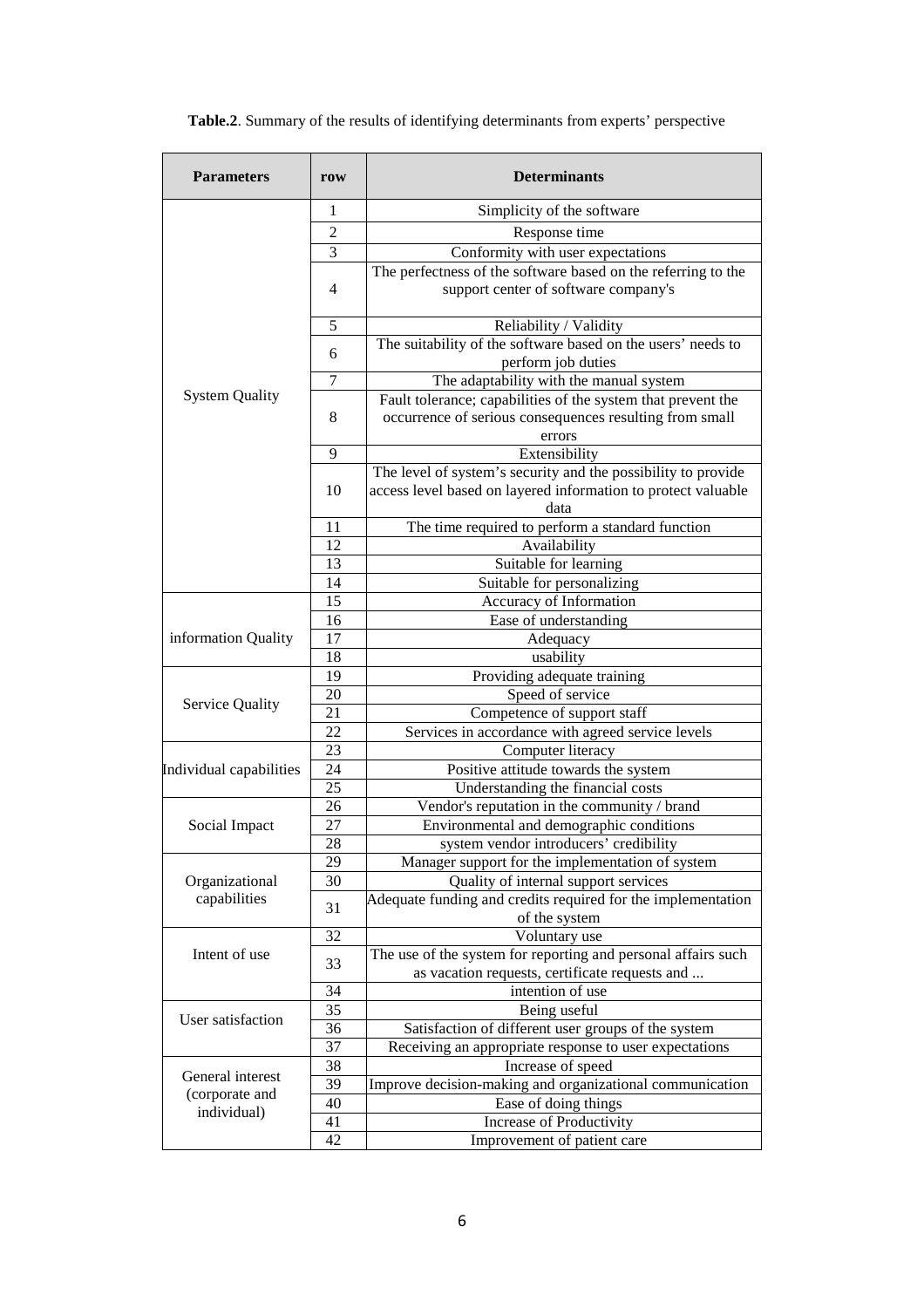**Table.2**. Summary of the results of identifying determinants from experts' perspective

| Parameters | row | Determinants |
|---|---|---|
| System Quality | 1 | Simplicity of the software |
| | 2 | Response time |
| | 3 | Conformity with user expectations |
| | 4 | The perfectness of the software based on the referring to the support center of software company's |
| | 5 | Reliability / Validity |
| | 6 | The suitability of the software based on the users' needs to perform job duties |
| | 7 | The adaptability with the manual system |
| | 8 | Fault tolerance; capabilities of the system that prevent the occurrence of serious consequences resulting from small errors |
| | 9 | Extensibility |
| | 10 | The level of system's security and the possibility to provide access level based on layered information to protect valuable data |
| | 11 | The time required to perform a standard function |
| | 12 | Availability |
| | 13 | Suitable for learning |
| | 14 | Suitable for personalizing |
| information Quality | 15 | Accuracy of Information |
| | 16 | Ease of understanding |
| | 17 | Adequacy |
| | 18 | usability |
| Service Quality | 19 | Providing adequate training |
| | 20 | Speed of service |
| | 21 | Competence of support staff |
| | 22 | Services in accordance with agreed service levels |
| Individual capabilities | 23 | Computer literacy |
| | 24 | Positive attitude towards the system |
| | 25 | Understanding the financial costs |
| Social Impact | 26 | Vendor's reputation in the community / brand |
| | 27 | Environmental and demographic conditions |
| | 28 | system vendor introducers' credibility |
| Organizational capabilities | 29 | Manager support for the implementation of system |
| | 30 | Quality of internal support services |
| | 31 | Adequate funding and credits required for the implementation of the system |
| Intent of use | 32 | Voluntary use |
| | 33 | The use of the system for reporting and personal affairs such as vacation requests, certificate requests and ... |
| | 34 | intention of use |
| User satisfaction | 35 | Being useful |
| | 36 | Satisfaction of different user groups of the system |
| | 37 | Receiving an appropriate response to user expectations |
| General interest (corporate and individual) | 38 | Increase of speed |
| | 39 | Improve decision-making and organizational communication |
| | 40 | Ease of doing things |
| | 41 | Increase of Productivity |
| | 42 | Improvement of patient care |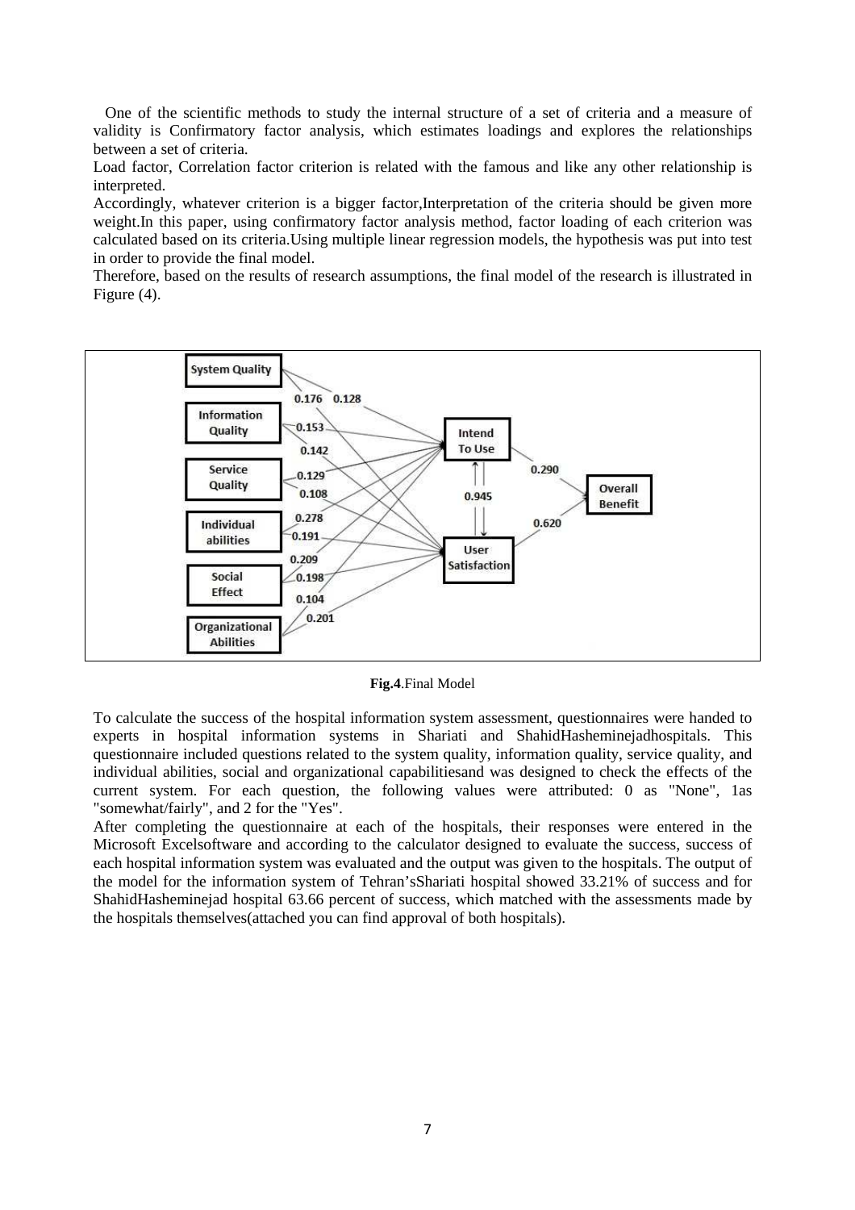One of the scientific methods to study the internal structure of a set of criteria and a measure of validity is Confirmatory factor analysis, which estimates loadings and explores the relationships between a set of criteria.

Load factor, Correlation factor criterion is related with the famous and like any other relationship is interpreted.

Accordingly, whatever criterion is a bigger factor,Interpretation of the criteria should be given more weight.In this paper, using confirmatory factor analysis method, factor loading of each criterion was calculated based on its criteria.Using multiple linear regression models, the hypothesis was put into test in order to provide the final model.

Therefore, based on the results of research assumptions, the final model of the research is illustrated in Figure (4).

**Fig.4**.Final Model

To calculate the success of the hospital information system assessment, questionnaires were handed to experts in hospital information systems in Shariati and ShahidHasheminejadhospitals. This questionnaire included questions related to the system quality, information quality, service quality, and individual abilities, social and organizational capabilitiesand was designed to check the effects of the current system. For each question, the following values were attributed: 0 as "None", 1as "somewhat/fairly", and 2 for the "Yes".

After completing the questionnaire at each of the hospitals, their responses were entered in the Microsoft Excelsoftware and according to the calculator designed to evaluate the success, success of each hospital information system was evaluated and the output was given to the hospitals. The output of the model for the information system of Tehran'sShariati hospital showed 33.21% of success and for ShahidHasheminejad hospital 63.66 percent of success, which matched with the assessments made by the hospitals themselves(attached you can find approval of both hospitals).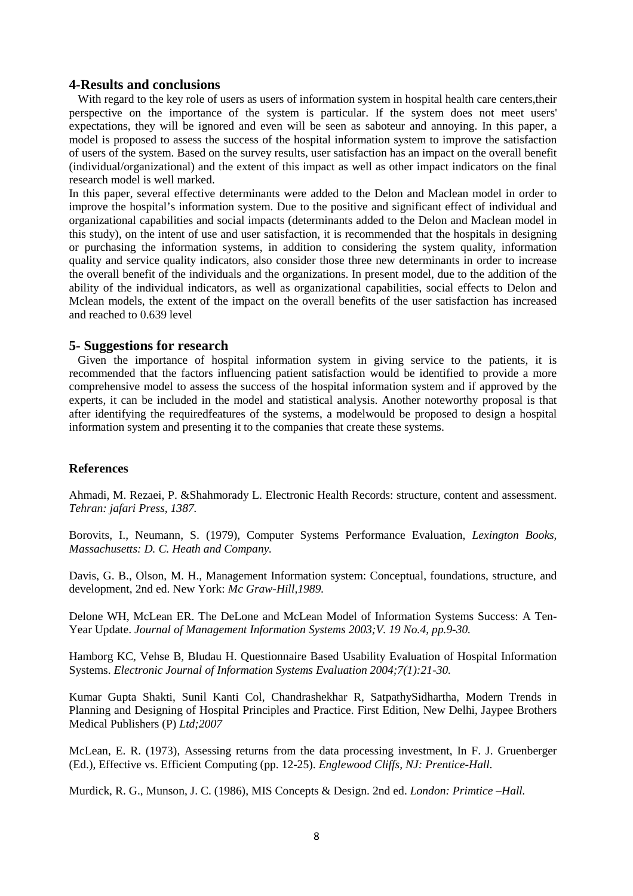## 4-Results and conclusions

With regard to the key role of users as users of information system in hospital health care centers,their perspective on the importance of the system is particular. If the system does not meet users' expectations, they will be ignored and even will be seen as saboteur and annoying. In this paper, a model is proposed to assess the success of the hospital information system to improve the satisfaction of users of the system. Based on the survey results, user satisfaction has an impact on the overall benefit (individual/organizational) and the extent of this impact as well as other impact indicators on the final research model is well marked.

In this paper, several effective determinants were added to the Delon and Maclean model in order to improve the hospital's information system. Due to the positive and significant effect of individual and organizational capabilities and social impacts (determinants added to the Delon and Maclean model in this study), on the intent of use and user satisfaction, it is recommended that the hospitals in designing or purchasing the information systems, in addition to considering the system quality, information quality and service quality indicators, also consider those three new determinants in order to increase the overall benefit of the individuals and the organizations. In present model, due to the addition of the ability of the individual indicators, as well as organizational capabilities, social effects to Delon and Mclean models, the extent of the impact on the overall benefits of the user satisfaction has increased and reached to 0.639 level

## 5- Suggestions for research

Given the importance of hospital information system in giving service to the patients, it is recommended that the factors influencing patient satisfaction would be identified to provide a more comprehensive model to assess the success of the hospital information system and if approved by the experts, it can be included in the model and statistical analysis. Another noteworthy proposal is that after identifying the requiredfeatures of the systems, a modelwould be proposed to design a hospital information system and presenting it to the companies that create these systems.

### References

Ahmadi, M. Rezaei, P. &Shahmorady L. Electronic Health Records: structure, content and assessment. *Tehran: jafari Press, 1387.*

Borovits, I., Neumann, S. (1979), Computer Systems Performance Evaluation, *Lexington Books, Massachusetts: D. C. Heath and Company.*

Davis, G. B., Olson, M. H., Management Information system: Conceptual, foundations, structure, and development, 2nd ed. New York: *Mc Graw-Hill,1989.*

Delone WH, McLean ER. The DeLone and McLean Model of Information Systems Success: A Ten-Year Update. *Journal of Management Information Systems 2003;V. 19 No.4, pp.9-30.*

Hamborg KC, Vehse B, Bludau H. Questionnaire Based Usability Evaluation of Hospital Information Systems. *Electronic Journal of Information Systems Evaluation 2004;7(1):21-30.*

Kumar Gupta Shakti, Sunil Kanti Col, Chandrashekhar R, SatpathySidhartha, Modern Trends in Planning and Designing of Hospital Principles and Practice. First Edition, New Delhi, Jaypee Brothers Medical Publishers (P) *Ltd;2007*

McLean, E. R. (1973), Assessing returns from the data processing investment, In F. J. Gruenberger (Ed.), Effective vs. Efficient Computing (pp. 12-25). *Englewood Cliffs, NJ: Prentice-Hall.*

Murdick, R. G., Munson, J. C. (1986), MIS Concepts & Design. 2nd ed. *London: Primtice –Hall.*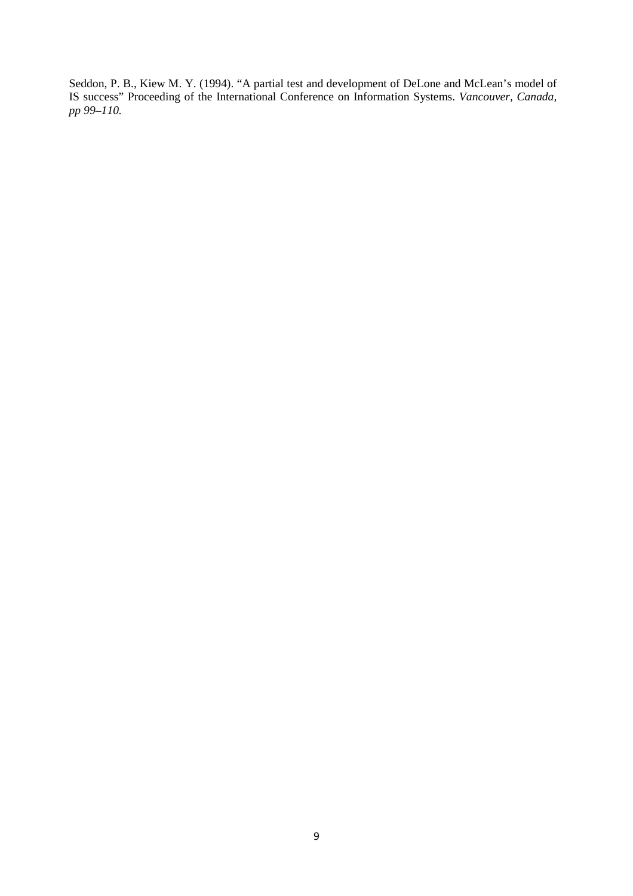Seddon, P. B., Kiew M. Y. (1994). "A partial test and development of DeLone and McLean's model of IS success" Proceeding of the International Conference on Information Systems. *Vancouver, Canada, pp 99–110.*